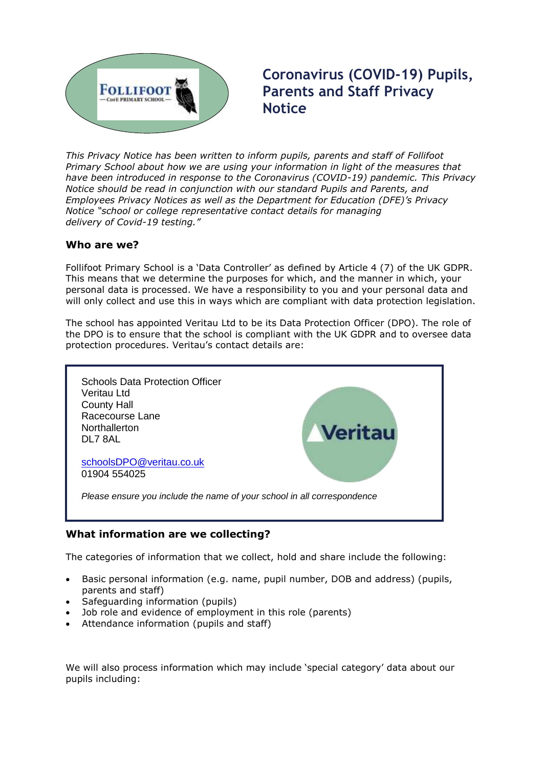# Coronavirus (COVID-19) Pupils, Parents and Staff Privacy Notice

*This Privacy Notice has been written to inform pupils, parents and staff of Follifoot Primary School about how we are using your information in light of the measures that have been introduced in response to the Coronavirus (COVID-19) pandemic. This Privacy Notice should be read in conjunction with our standard Pupils and Parents, and Employees Privacy Notices as well as the Department for Education (DFE)'s Privacy Notice "school or college representative contact details for managing delivery of Covid-19 testing."*

### Who are we?

Follifoot Primary School is a 'Data Controller' as defined by Article 4 (7) of the UK GDPR. This means that we determine the purposes for which, and the manner in which, your personal data is processed. We have a responsibility to you and your personal data and will only collect and use this in ways which are compliant with data protection legislation.

The school has appointed Veritau Ltd to be its Data Protection Officer (DPO). The role of the DPO is to ensure that the school is compliant with the UK GDPR and to oversee data protection procedures. Veritau's contact details are:

Schools Data Protection Officer
Veritau Ltd
County Hall
Racecourse Lane
Northallerton
DL7 8AL

schoolsDPO@veritau.co.uk
01904 554025

*Please ensure you include the name of your school in all correspondence*

### What information are we collecting?

The categories of information that we collect, hold and share include the following:

- Basic personal information (e.g. name, pupil number, DOB and address) (pupils, parents and staff)
- Safeguarding information (pupils)
- Job role and evidence of employment in this role (parents)
- Attendance information (pupils and staff)

We will also process information which may include 'special category' data about our pupils including: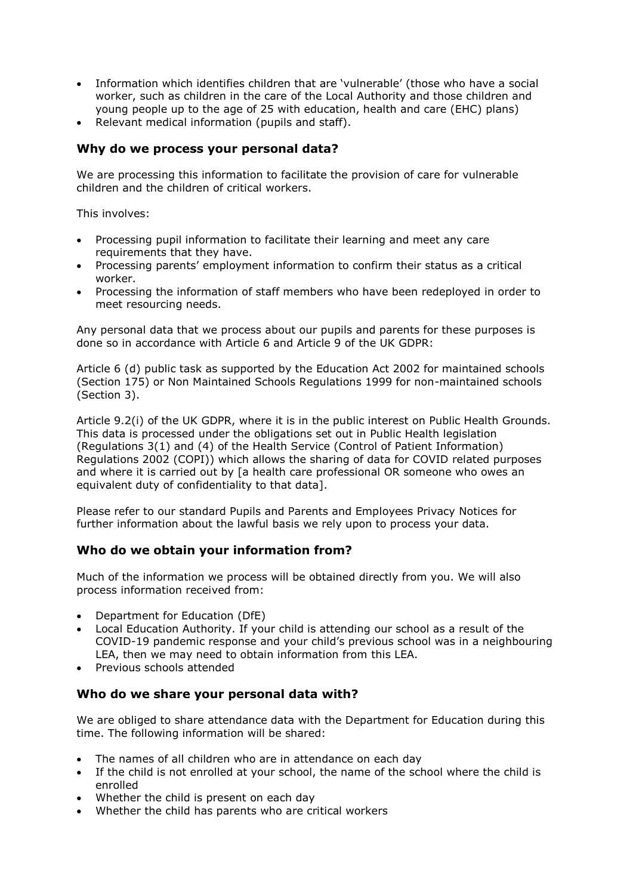- Information which identifies children that are 'vulnerable' (those who have a social worker, such as children in the care of the Local Authority and those children and young people up to the age of 25 with education, health and care (EHC) plans)
- Relevant medical information (pupils and staff).

### Why do we process your personal data?

We are processing this information to facilitate the provision of care for vulnerable children and the children of critical workers.

This involves:

- Processing pupil information to facilitate their learning and meet any care requirements that they have.
- Processing parents' employment information to confirm their status as a critical worker.
- Processing the information of staff members who have been redeployed in order to meet resourcing needs.

Any personal data that we process about our pupils and parents for these purposes is done so in accordance with Article 6 and Article 9 of the UK GDPR:

Article 6 (d) public task as supported by the Education Act 2002 for maintained schools (Section 175) or Non Maintained Schools Regulations 1999 for non-maintained schools (Section 3).

Article 9.2(i) of the UK GDPR, where it is in the public interest on Public Health Grounds. This data is processed under the obligations set out in Public Health legislation (Regulations 3(1) and (4) of the Health Service (Control of Patient Information) Regulations 2002 (COPI)) which allows the sharing of data for COVID related purposes and where it is carried out by [a health care professional OR someone who owes an equivalent duty of confidentiality to that data].

Please refer to our standard Pupils and Parents and Employees Privacy Notices for further information about the lawful basis we rely upon to process your data.

### Who do we obtain your information from?

Much of the information we process will be obtained directly from you. We will also process information received from:

- Department for Education (DfE)
- Local Education Authority. If your child is attending our school as a result of the COVID-19 pandemic response and your child's previous school was in a neighbouring LEA, then we may need to obtain information from this LEA.
- Previous schools attended

### Who do we share your personal data with?

We are obliged to share attendance data with the Department for Education during this time. The following information will be shared:

- The names of all children who are in attendance on each day
- If the child is not enrolled at your school, the name of the school where the child is enrolled
- Whether the child is present on each day
- Whether the child has parents who are critical workers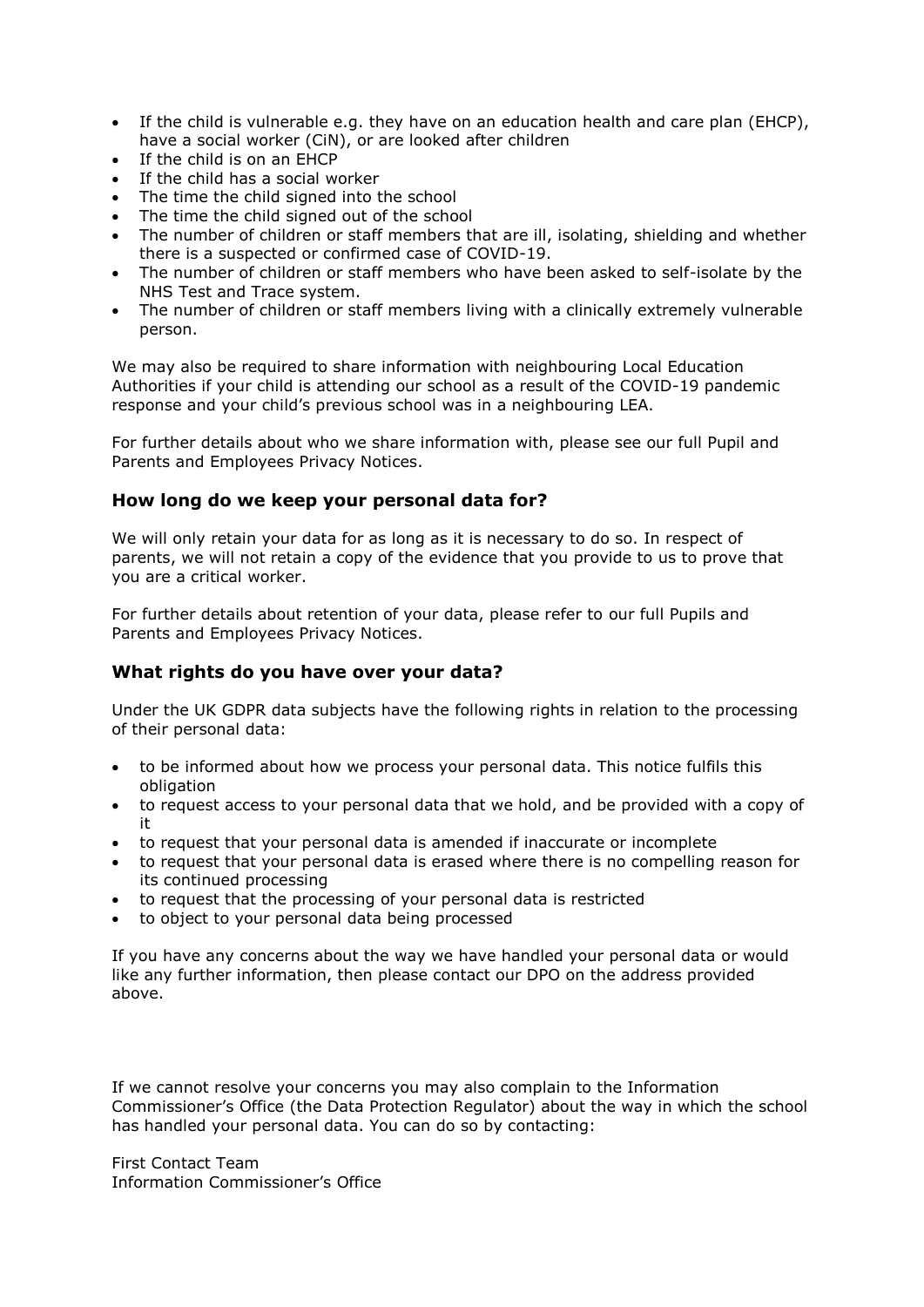- If the child is vulnerable e.g. they have on an education health and care plan (EHCP), have a social worker (CiN), or are looked after children
- If the child is on an EHCP
- If the child has a social worker
- The time the child signed into the school
- The time the child signed out of the school
- The number of children or staff members that are ill, isolating, shielding and whether there is a suspected or confirmed case of COVID-19.
- The number of children or staff members who have been asked to self-isolate by the NHS Test and Trace system.
- The number of children or staff members living with a clinically extremely vulnerable person.

We may also be required to share information with neighbouring Local Education Authorities if your child is attending our school as a result of the COVID-19 pandemic response and your child's previous school was in a neighbouring LEA.

For further details about who we share information with, please see our full Pupil and Parents and Employees Privacy Notices.

### How long do we keep your personal data for?

We will only retain your data for as long as it is necessary to do so. In respect of parents, we will not retain a copy of the evidence that you provide to us to prove that you are a critical worker.

For further details about retention of your data, please refer to our full Pupils and Parents and Employees Privacy Notices.

### What rights do you have over your data?

Under the UK GDPR data subjects have the following rights in relation to the processing of their personal data:

- to be informed about how we process your personal data. This notice fulfils this obligation
- to request access to your personal data that we hold, and be provided with a copy of it
- to request that your personal data is amended if inaccurate or incomplete
- to request that your personal data is erased where there is no compelling reason for its continued processing
- to request that the processing of your personal data is restricted
- to object to your personal data being processed

If you have any concerns about the way we have handled your personal data or would like any further information, then please contact our DPO on the address provided above.

If we cannot resolve your concerns you may also complain to the Information Commissioner's Office (the Data Protection Regulator) about the way in which the school has handled your personal data. You can do so by contacting:

First Contact Team
Information Commissioner's Office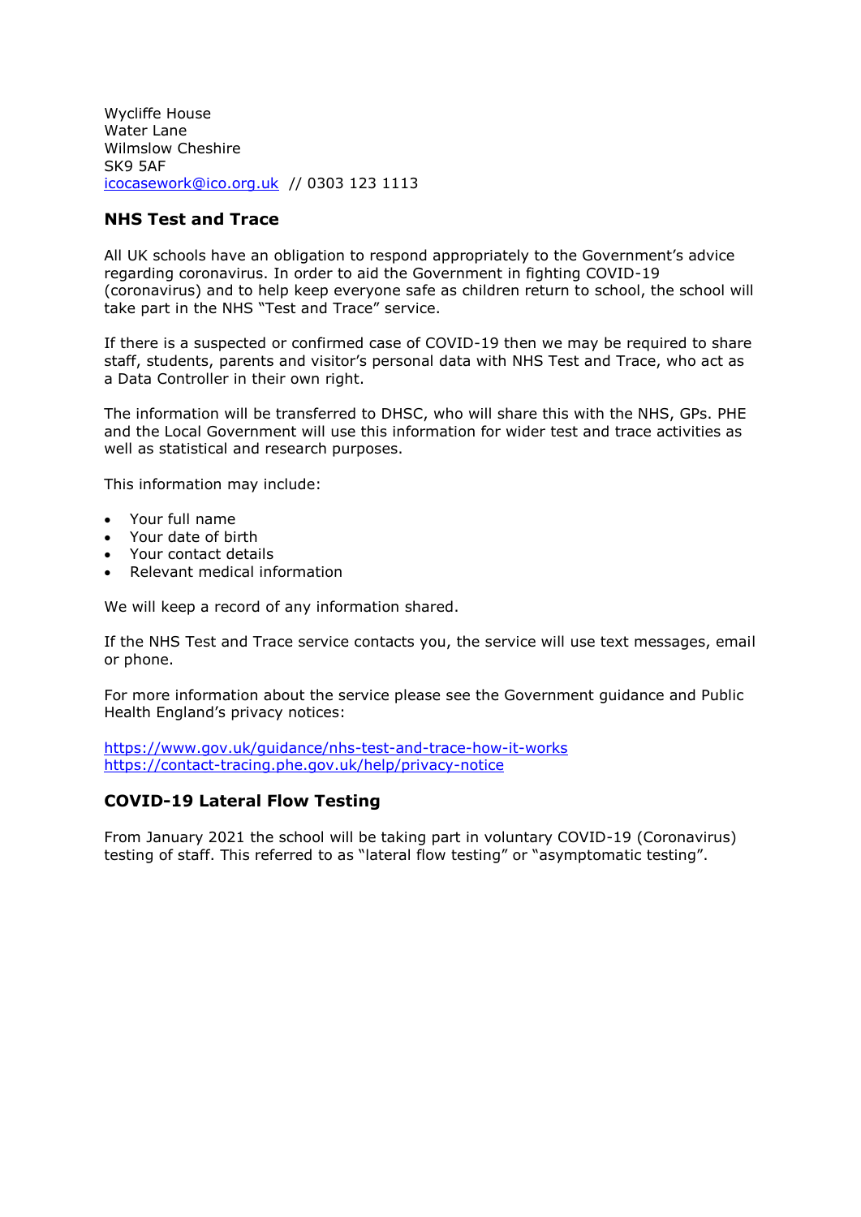Wycliffe House
Water Lane
Wilmslow Cheshire
SK9 5AF
icocasework@ico.org.uk // 0303 123 1113

## NHS Test and Trace

All UK schools have an obligation to respond appropriately to the Government's advice regarding coronavirus. In order to aid the Government in fighting COVID-19 (coronavirus) and to help keep everyone safe as children return to school, the school will take part in the NHS "Test and Trace" service.

If there is a suspected or confirmed case of COVID-19 then we may be required to share staff, students, parents and visitor's personal data with NHS Test and Trace, who act as a Data Controller in their own right.

The information will be transferred to DHSC, who will share this with the NHS, GPs. PHE and the Local Government will use this information for wider test and trace activities as well as statistical and research purposes.

This information may include:

- Your full name
- Your date of birth
- Your contact details
- Relevant medical information

We will keep a record of any information shared.

If the NHS Test and Trace service contacts you, the service will use text messages, email or phone.

For more information about the service please see the Government guidance and Public Health England's privacy notices:

https://www.gov.uk/guidance/nhs-test-and-trace-how-it-works
https://contact-tracing.phe.gov.uk/help/privacy-notice

## COVID-19 Lateral Flow Testing

From January 2021 the school will be taking part in voluntary COVID-19 (Coronavirus) testing of staff. This referred to as "lateral flow testing" or "asymptomatic testing".